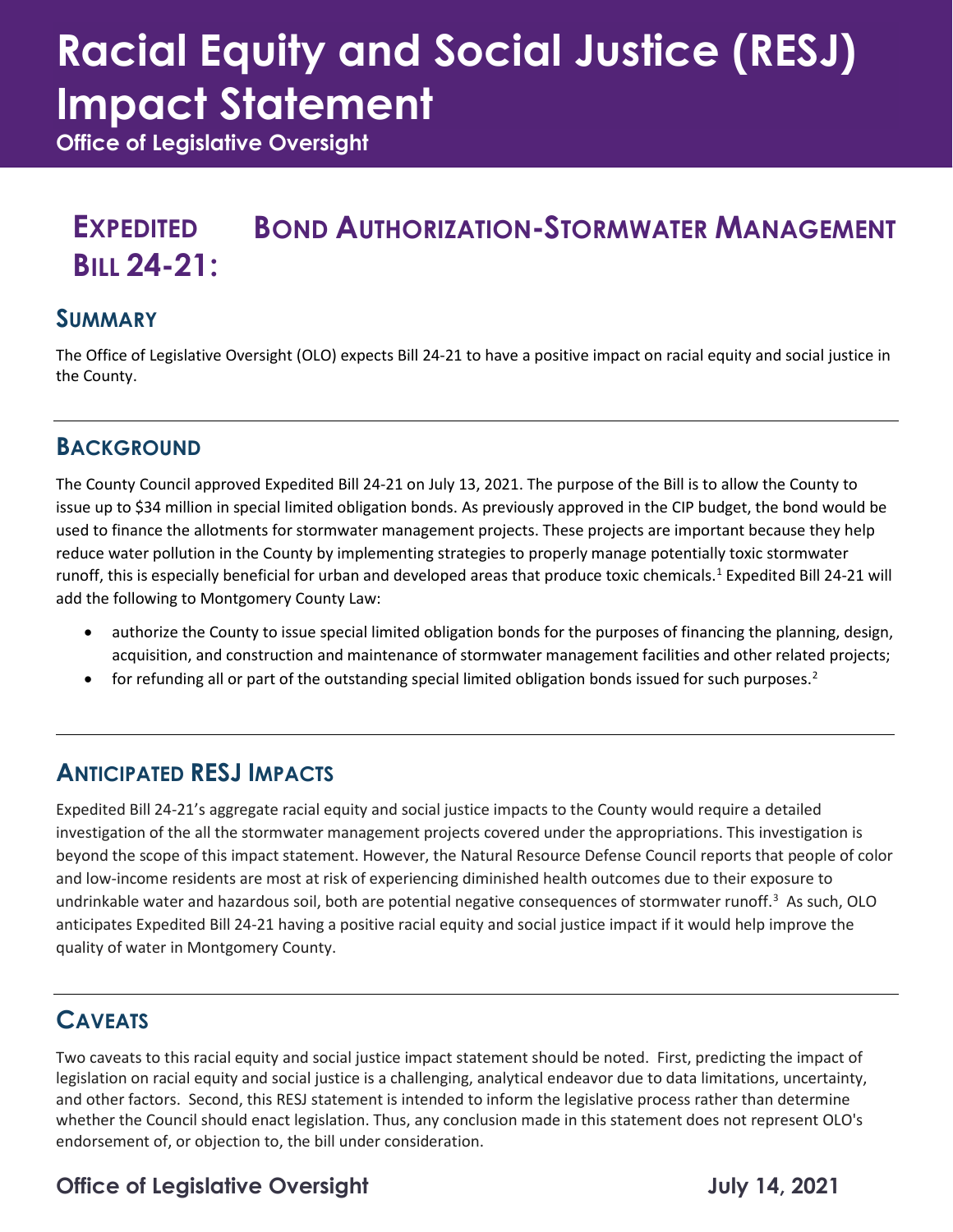# Racial Equity and Social Justice (RESJ) Impact Statement

**Office of Legislative Oversight**

## Expedited Bill 24-21: Bond Authorization-Stormwater Management

### Summary

The Office of Legislative Oversight (OLO) expects Bill 24-21 to have a positive impact on racial equity and social justice in the County.

### Background

The County Council approved Expedited Bill 24-21 on July 13, 2021. The purpose of the Bill is to allow the County to issue up to $34 million in special limited obligation bonds. As previously approved in the CIP budget, the bond would be used to finance the allotments for stormwater management projects. These projects are important because they help reduce water pollution in the County by implementing strategies to properly manage potentially toxic stormwater runoff, this is especially beneficial for urban and developed areas that produce toxic chemicals.[1] Expedited Bill 24-21 will add the following to Montgomery County Law:

- authorize the County to issue special limited obligation bonds for the purposes of financing the planning, design, acquisition, and construction and maintenance of stormwater management facilities and other related projects;
- for refunding all or part of the outstanding special limited obligation bonds issued for such purposes.[2]

### Anticipated RESJ Impacts

Expedited Bill 24-21's aggregate racial equity and social justice impacts to the County would require a detailed investigation of the all the stormwater management projects covered under the appropriations. This investigation is beyond the scope of this impact statement. However, the Natural Resource Defense Council reports that people of color and low-income residents are most at risk of experiencing diminished health outcomes due to their exposure to undrinkable water and hazardous soil, both are potential negative consequences of stormwater runoff.[3] As such, OLO anticipates Expedited Bill 24-21 having a positive racial equity and social justice impact if it would help improve the quality of water in Montgomery County.

### Caveats

Two caveats to this racial equity and social justice impact statement should be noted. First, predicting the impact of legislation on racial equity and social justice is a challenging, analytical endeavor due to data limitations, uncertainty, and other factors. Second, this RESJ statement is intended to inform the legislative process rather than determine whether the Council should enact legislation. Thus, any conclusion made in this statement does not represent OLO's endorsement of, or objection to, the bill under consideration.

**Office of Legislative Oversight** **July 14, 2021**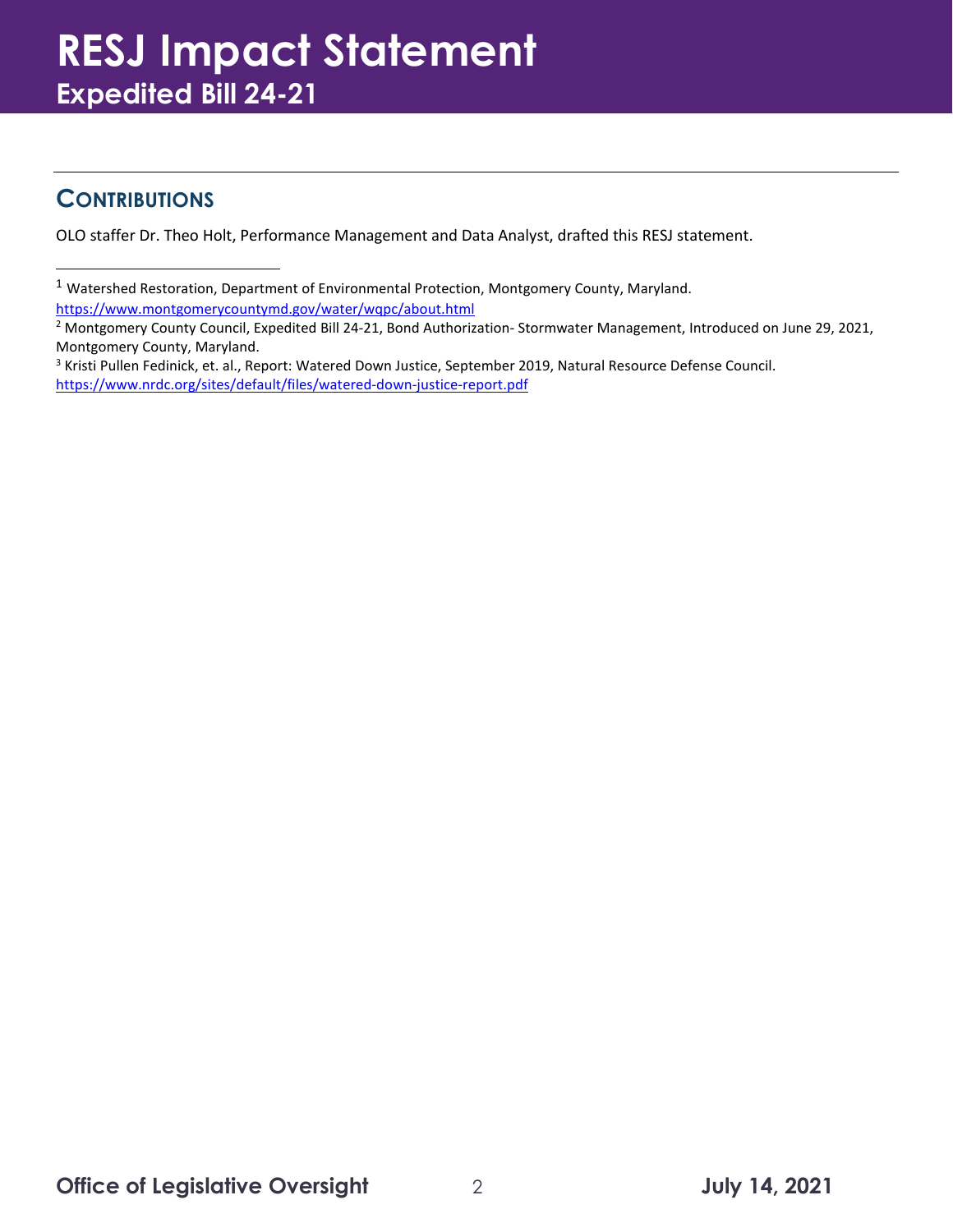## CONTRIBUTIONS

OLO staffer Dr. Theo Holt, Performance Management and Data Analyst, drafted this RESJ statement.

---

[1] Watershed Restoration, Department of Environmental Protection, Montgomery County, Maryland. https://www.montgomerycountymd.gov/water/wqpc/about.html

[2] Montgomery County Council, Expedited Bill 24-21, Bond Authorization- Stormwater Management, Introduced on June 29, 2021, Montgomery County, Maryland.

[3] Kristi Pullen Fedinick, et. al., Report: Watered Down Justice, September 2019, Natural Resource Defense Council. https://www.nrdc.org/sites/default/files/watered-down-justice-report.pdf